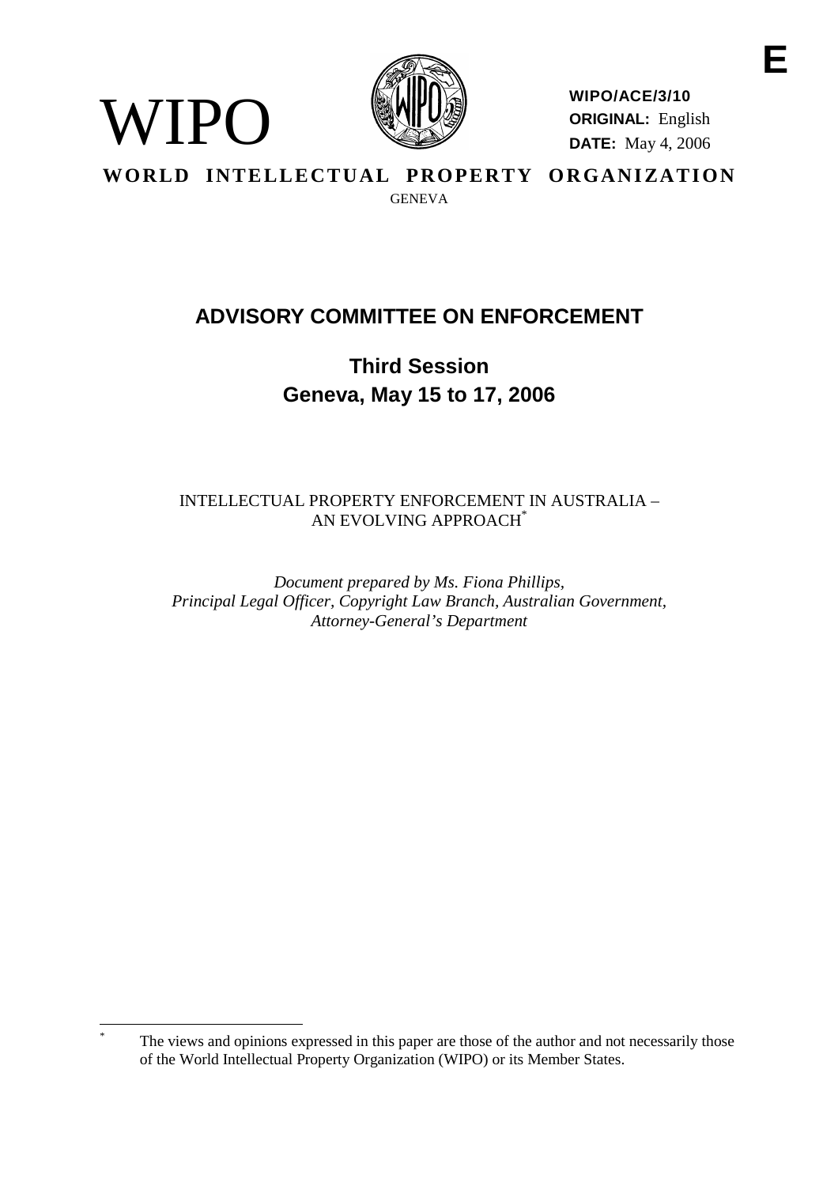E

WIPO

**WIPO/ACE/3/10**
**ORIGINAL:** English
**DATE:** May 4, 2006

**WORLD INTELLECTUAL PROPERTY ORGANIZATION**
GENEVA

# ADVISORY COMMITTEE ON ENFORCEMENT

## Third Session
## Geneva, May 15 to 17, 2006

INTELLECTUAL PROPERTY ENFORCEMENT IN AUSTRALIA – AN EVOLVING APPROACH[*]

*Document prepared by Ms. Fiona Phillips, Principal Legal Officer, Copyright Law Branch, Australian Government, Attorney-General's Department*

[*] The views and opinions expressed in this paper are those of the author and not necessarily those of the World Intellectual Property Organization (WIPO) or its Member States.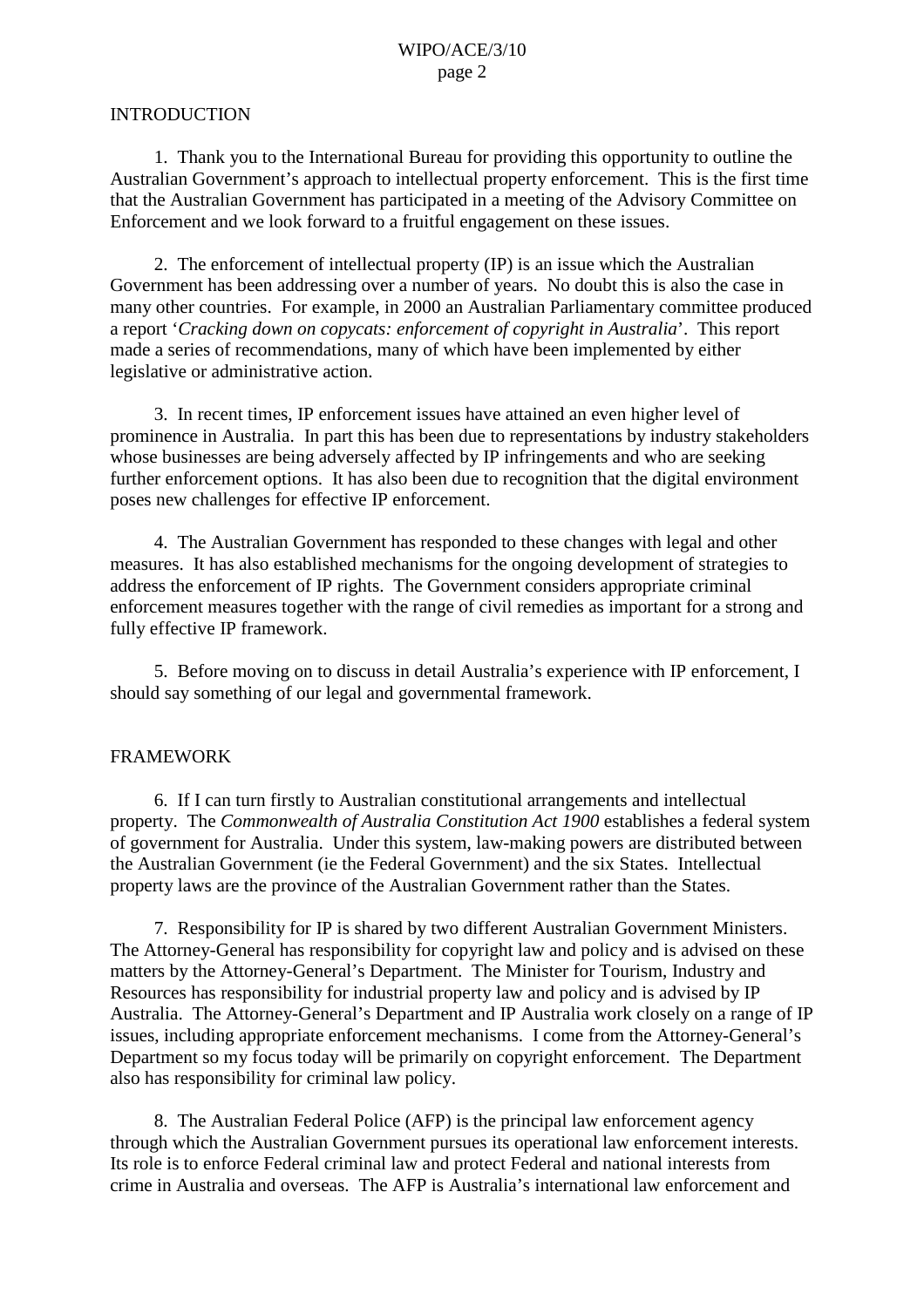## INTRODUCTION

1. Thank you to the International Bureau for providing this opportunity to outline the Australian Government's approach to intellectual property enforcement. This is the first time that the Australian Government has participated in a meeting of the Advisory Committee on Enforcement and we look forward to a fruitful engagement on these issues.

2. The enforcement of intellectual property (IP) is an issue which the Australian Government has been addressing over a number of years. No doubt this is also the case in many other countries. For example, in 2000 an Australian Parliamentary committee produced a report '*Cracking down on copycats: enforcement of copyright in Australia*'. This report made a series of recommendations, many of which have been implemented by either legislative or administrative action.

3. In recent times, IP enforcement issues have attained an even higher level of prominence in Australia. In part this has been due to representations by industry stakeholders whose businesses are being adversely affected by IP infringements and who are seeking further enforcement options. It has also been due to recognition that the digital environment poses new challenges for effective IP enforcement.

4. The Australian Government has responded to these changes with legal and other measures. It has also established mechanisms for the ongoing development of strategies to address the enforcement of IP rights. The Government considers appropriate criminal enforcement measures together with the range of civil remedies as important for a strong and fully effective IP framework.

5. Before moving on to discuss in detail Australia's experience with IP enforcement, I should say something of our legal and governmental framework.

## FRAMEWORK

6. If I can turn firstly to Australian constitutional arrangements and intellectual property. The *Commonwealth of Australia Constitution Act 1900* establishes a federal system of government for Australia. Under this system, law-making powers are distributed between the Australian Government (ie the Federal Government) and the six States. Intellectual property laws are the province of the Australian Government rather than the States.

7. Responsibility for IP is shared by two different Australian Government Ministers. The Attorney-General has responsibility for copyright law and policy and is advised on these matters by the Attorney-General's Department. The Minister for Tourism, Industry and Resources has responsibility for industrial property law and policy and is advised by IP Australia. The Attorney-General's Department and IP Australia work closely on a range of IP issues, including appropriate enforcement mechanisms. I come from the Attorney-General's Department so my focus today will be primarily on copyright enforcement. The Department also has responsibility for criminal law policy.

8. The Australian Federal Police (AFP) is the principal law enforcement agency through which the Australian Government pursues its operational law enforcement interests. Its role is to enforce Federal criminal law and protect Federal and national interests from crime in Australia and overseas. The AFP is Australia's international law enforcement and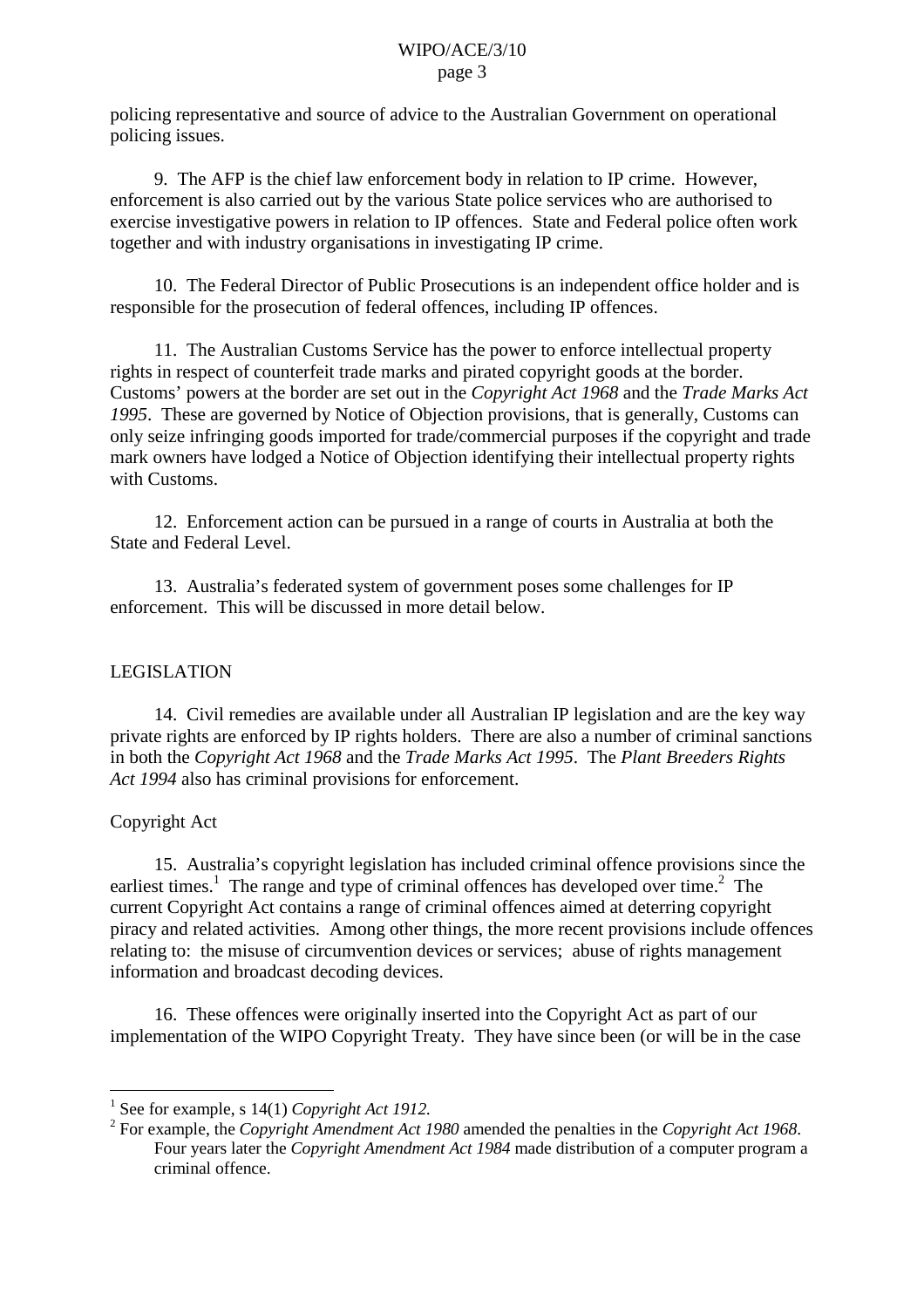policing representative and source of advice to the Australian Government on operational policing issues.

9. The AFP is the chief law enforcement body in relation to IP crime. However, enforcement is also carried out by the various State police services who are authorised to exercise investigative powers in relation to IP offences. State and Federal police often work together and with industry organisations in investigating IP crime.

10. The Federal Director of Public Prosecutions is an independent office holder and is responsible for the prosecution of federal offences, including IP offences.

11. The Australian Customs Service has the power to enforce intellectual property rights in respect of counterfeit trade marks and pirated copyright goods at the border. Customs' powers at the border are set out in the *Copyright Act 1968* and the *Trade Marks Act 1995*. These are governed by Notice of Objection provisions, that is generally, Customs can only seize infringing goods imported for trade/commercial purposes if the copyright and trade mark owners have lodged a Notice of Objection identifying their intellectual property rights with Customs.

12. Enforcement action can be pursued in a range of courts in Australia at both the State and Federal Level.

13. Australia's federated system of government poses some challenges for IP enforcement. This will be discussed in more detail below.

## LEGISLATION

14. Civil remedies are available under all Australian IP legislation and are the key way private rights are enforced by IP rights holders. There are also a number of criminal sanctions in both the *Copyright Act 1968* and the *Trade Marks Act 1995*. The *Plant Breeders Rights Act 1994* also has criminal provisions for enforcement.

### Copyright Act

15. Australia's copyright legislation has included criminal offence provisions since the earliest times.[1] The range and type of criminal offences has developed over time.[2] The current Copyright Act contains a range of criminal offences aimed at deterring copyright piracy and related activities. Among other things, the more recent provisions include offences relating to: the misuse of circumvention devices or services; abuse of rights management information and broadcast decoding devices.

16. These offences were originally inserted into the Copyright Act as part of our implementation of the WIPO Copyright Treaty. They have since been (or will be in the case

---

[1] See for example, s 14(1) *Copyright Act 1912.*

[2] For example, the *Copyright Amendment Act 1980* amended the penalties in the *Copyright Act 1968*. Four years later the *Copyright Amendment Act 1984* made distribution of a computer program a criminal offence.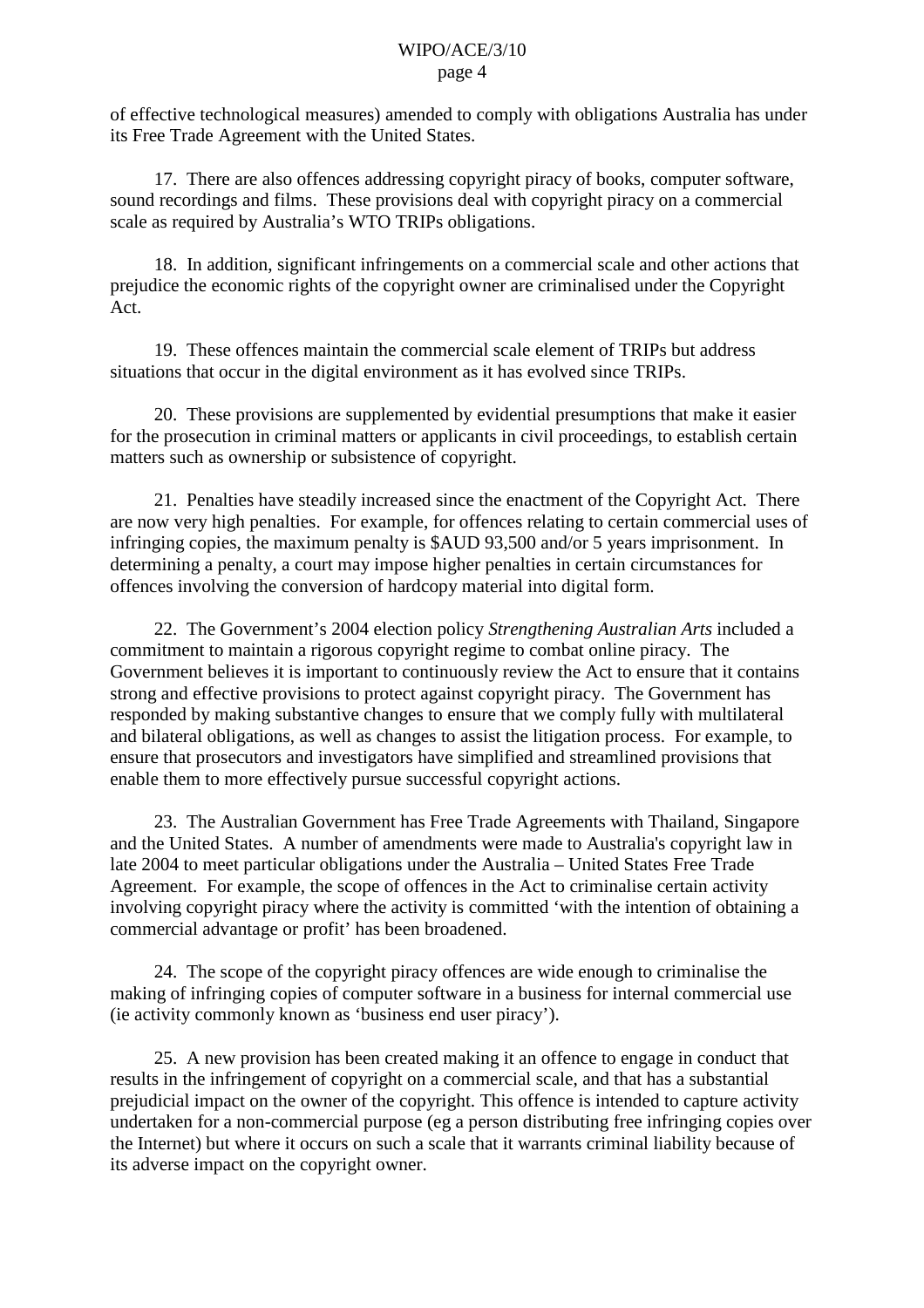of effective technological measures) amended to comply with obligations Australia has under its Free Trade Agreement with the United States.

17. There are also offences addressing copyright piracy of books, computer software, sound recordings and films. These provisions deal with copyright piracy on a commercial scale as required by Australia's WTO TRIPs obligations.

18. In addition, significant infringements on a commercial scale and other actions that prejudice the economic rights of the copyright owner are criminalised under the Copyright Act.

19. These offences maintain the commercial scale element of TRIPs but address situations that occur in the digital environment as it has evolved since TRIPs.

20. These provisions are supplemented by evidential presumptions that make it easier for the prosecution in criminal matters or applicants in civil proceedings, to establish certain matters such as ownership or subsistence of copyright.

21. Penalties have steadily increased since the enactment of the Copyright Act. There are now very high penalties. For example, for offences relating to certain commercial uses of infringing copies, the maximum penalty is $AUD 93,500 and/or 5 years imprisonment. In determining a penalty, a court may impose higher penalties in certain circumstances for offences involving the conversion of hardcopy material into digital form.

22. The Government's 2004 election policy *Strengthening Australian Arts* included a commitment to maintain a rigorous copyright regime to combat online piracy. The Government believes it is important to continuously review the Act to ensure that it contains strong and effective provisions to protect against copyright piracy. The Government has responded by making substantive changes to ensure that we comply fully with multilateral and bilateral obligations, as well as changes to assist the litigation process. For example, to ensure that prosecutors and investigators have simplified and streamlined provisions that enable them to more effectively pursue successful copyright actions.

23. The Australian Government has Free Trade Agreements with Thailand, Singapore and the United States. A number of amendments were made to Australia's copyright law in late 2004 to meet particular obligations under the Australia – United States Free Trade Agreement. For example, the scope of offences in the Act to criminalise certain activity involving copyright piracy where the activity is committed 'with the intention of obtaining a commercial advantage or profit' has been broadened.

24. The scope of the copyright piracy offences are wide enough to criminalise the making of infringing copies of computer software in a business for internal commercial use (ie activity commonly known as 'business end user piracy').

25. A new provision has been created making it an offence to engage in conduct that results in the infringement of copyright on a commercial scale, and that has a substantial prejudicial impact on the owner of the copyright. This offence is intended to capture activity undertaken for a non-commercial purpose (eg a person distributing free infringing copies over the Internet) but where it occurs on such a scale that it warrants criminal liability because of its adverse impact on the copyright owner.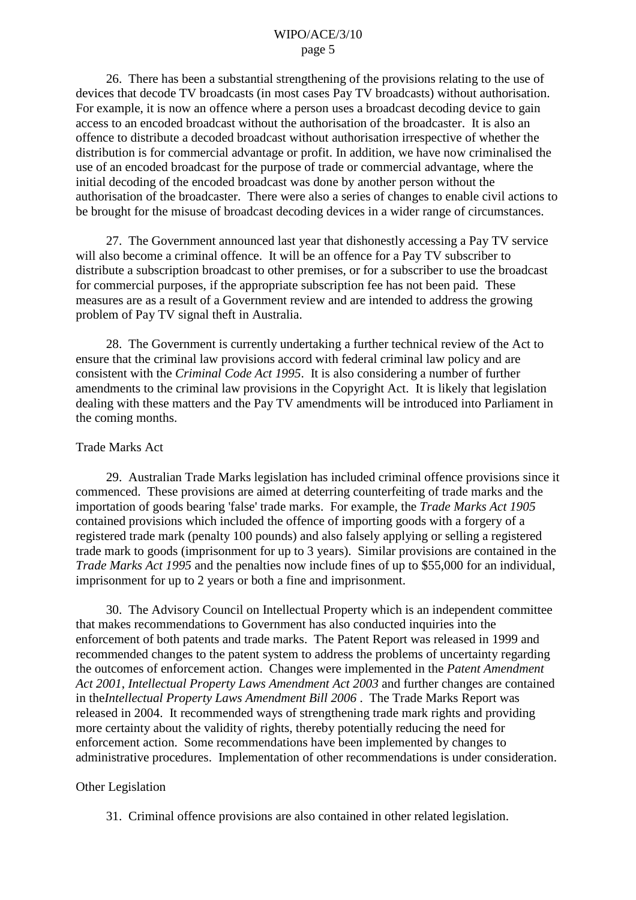26. There has been a substantial strengthening of the provisions relating to the use of devices that decode TV broadcasts (in most cases Pay TV broadcasts) without authorisation. For example, it is now an offence where a person uses a broadcast decoding device to gain access to an encoded broadcast without the authorisation of the broadcaster. It is also an offence to distribute a decoded broadcast without authorisation irrespective of whether the distribution is for commercial advantage or profit. In addition, we have now criminalised the use of an encoded broadcast for the purpose of trade or commercial advantage, where the initial decoding of the encoded broadcast was done by another person without the authorisation of the broadcaster. There were also a series of changes to enable civil actions to be brought for the misuse of broadcast decoding devices in a wider range of circumstances.

27. The Government announced last year that dishonestly accessing a Pay TV service will also become a criminal offence. It will be an offence for a Pay TV subscriber to distribute a subscription broadcast to other premises, or for a subscriber to use the broadcast for commercial purposes, if the appropriate subscription fee has not been paid. These measures are as a result of a Government review and are intended to address the growing problem of Pay TV signal theft in Australia.

28. The Government is currently undertaking a further technical review of the Act to ensure that the criminal law provisions accord with federal criminal law policy and are consistent with the *Criminal Code Act 1995*. It is also considering a number of further amendments to the criminal law provisions in the Copyright Act. It is likely that legislation dealing with these matters and the Pay TV amendments will be introduced into Parliament in the coming months.

Trade Marks Act

29. Australian Trade Marks legislation has included criminal offence provisions since it commenced. These provisions are aimed at deterring counterfeiting of trade marks and the importation of goods bearing 'false' trade marks. For example, the *Trade Marks Act 1905* contained provisions which included the offence of importing goods with a forgery of a registered trade mark (penalty 100 pounds) and also falsely applying or selling a registered trade mark to goods (imprisonment for up to 3 years). Similar provisions are contained in the *Trade Marks Act 1995* and the penalties now include fines of up to $55,000 for an individual, imprisonment for up to 2 years or both a fine and imprisonment.

30. The Advisory Council on Intellectual Property which is an independent committee that makes recommendations to Government has also conducted inquiries into the enforcement of both patents and trade marks. The Patent Report was released in 1999 and recommended changes to the patent system to address the problems of uncertainty regarding the outcomes of enforcement action. Changes were implemented in the *Patent Amendment Act 2001, Intellectual Property Laws Amendment Act 2003* and further changes are contained in the *Intellectual Property Laws Amendment Bill 2006*. The Trade Marks Report was released in 2004. It recommended ways of strengthening trade mark rights and providing more certainty about the validity of rights, thereby potentially reducing the need for enforcement action. Some recommendations have been implemented by changes to administrative procedures. Implementation of other recommendations is under consideration.

Other Legislation

31. Criminal offence provisions are also contained in other related legislation.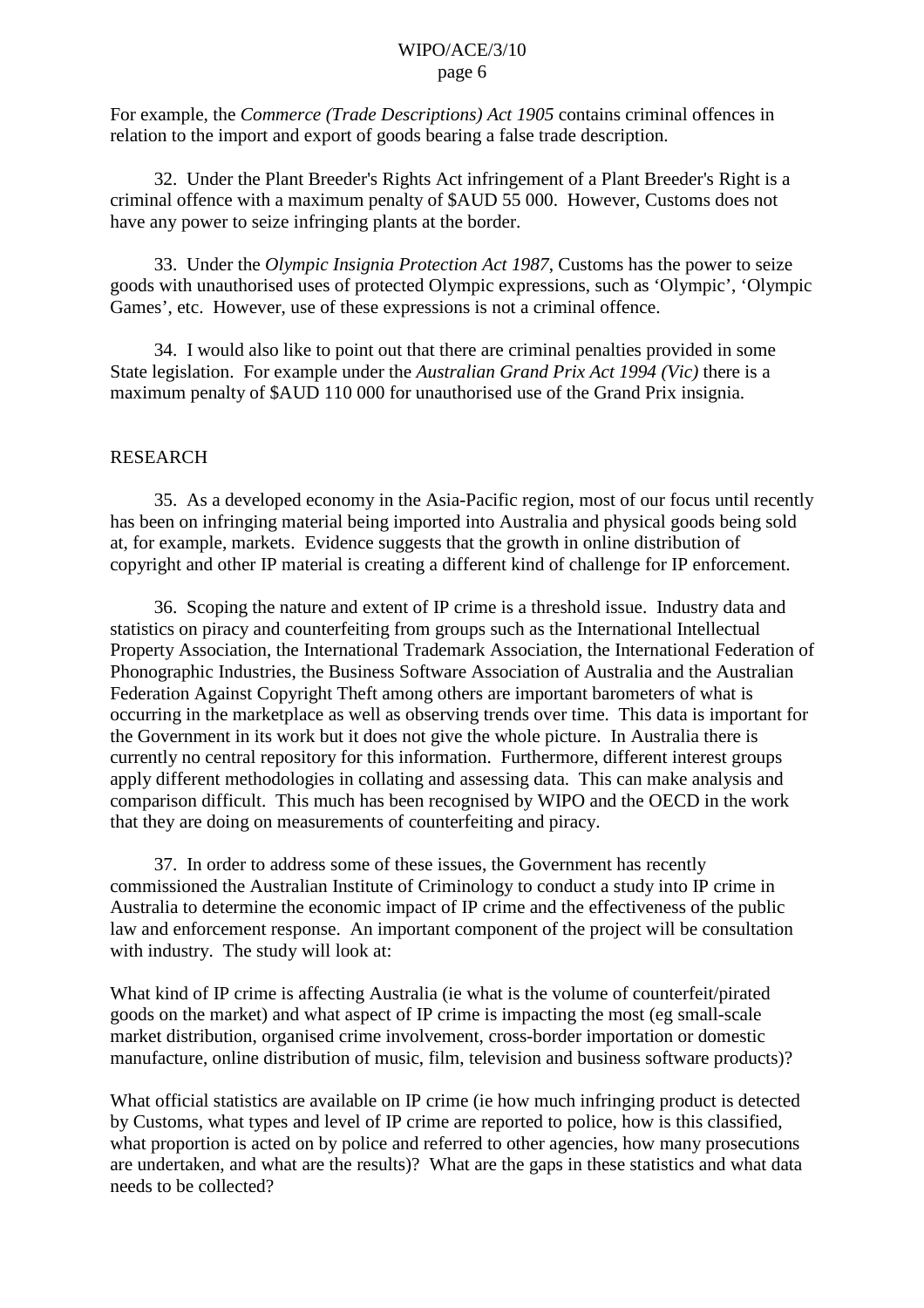For example, the *Commerce (Trade Descriptions) Act 1905* contains criminal offences in relation to the import and export of goods bearing a false trade description.

32. Under the Plant Breeder's Rights Act infringement of a Plant Breeder's Right is a criminal offence with a maximum penalty of $AUD 55 000. However, Customs does not have any power to seize infringing plants at the border.

33. Under the *Olympic Insignia Protection Act 1987*, Customs has the power to seize goods with unauthorised uses of protected Olympic expressions, such as 'Olympic', 'Olympic Games', etc. However, use of these expressions is not a criminal offence.

34. I would also like to point out that there are criminal penalties provided in some State legislation. For example under the *Australian Grand Prix Act 1994 (Vic)* there is a maximum penalty of $AUD 110 000 for unauthorised use of the Grand Prix insignia.

## RESEARCH

35. As a developed economy in the Asia-Pacific region, most of our focus until recently has been on infringing material being imported into Australia and physical goods being sold at, for example, markets. Evidence suggests that the growth in online distribution of copyright and other IP material is creating a different kind of challenge for IP enforcement.

36. Scoping the nature and extent of IP crime is a threshold issue. Industry data and statistics on piracy and counterfeiting from groups such as the International Intellectual Property Association, the International Trademark Association, the International Federation of Phonographic Industries, the Business Software Association of Australia and the Australian Federation Against Copyright Theft among others are important barometers of what is occurring in the marketplace as well as observing trends over time. This data is important for the Government in its work but it does not give the whole picture. In Australia there is currently no central repository for this information. Furthermore, different interest groups apply different methodologies in collating and assessing data. This can make analysis and comparison difficult. This much has been recognised by WIPO and the OECD in the work that they are doing on measurements of counterfeiting and piracy.

37. In order to address some of these issues, the Government has recently commissioned the Australian Institute of Criminology to conduct a study into IP crime in Australia to determine the economic impact of IP crime and the effectiveness of the public law and enforcement response. An important component of the project will be consultation with industry. The study will look at:

What kind of IP crime is affecting Australia (ie what is the volume of counterfeit/pirated goods on the market) and what aspect of IP crime is impacting the most (eg small-scale market distribution, organised crime involvement, cross-border importation or domestic manufacture, online distribution of music, film, television and business software products)?

What official statistics are available on IP crime (ie how much infringing product is detected by Customs, what types and level of IP crime are reported to police, how is this classified, what proportion is acted on by police and referred to other agencies, how many prosecutions are undertaken, and what are the results)? What are the gaps in these statistics and what data needs to be collected?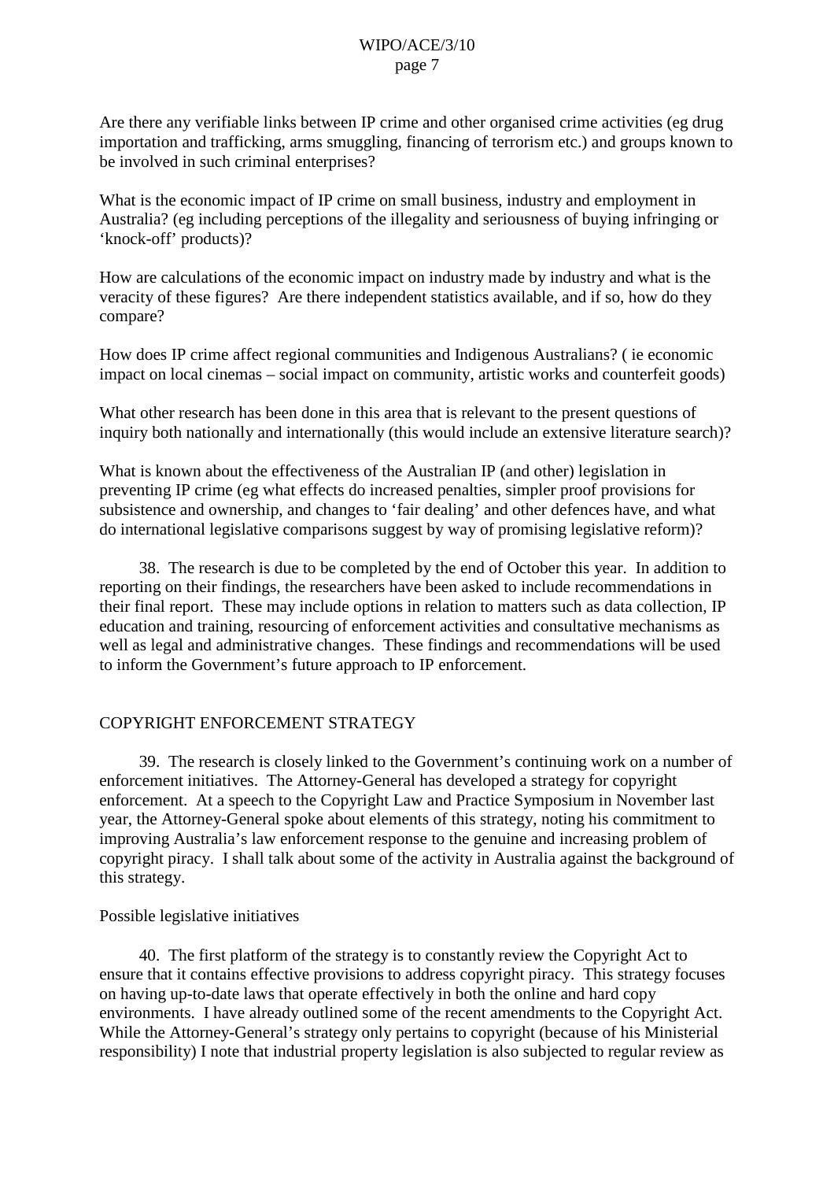Are there any verifiable links between IP crime and other organised crime activities (eg drug importation and trafficking, arms smuggling, financing of terrorism etc.) and groups known to be involved in such criminal enterprises?

What is the economic impact of IP crime on small business, industry and employment in Australia? (eg including perceptions of the illegality and seriousness of buying infringing or 'knock-off' products)?

How are calculations of the economic impact on industry made by industry and what is the veracity of these figures? Are there independent statistics available, and if so, how do they compare?

How does IP crime affect regional communities and Indigenous Australians? ( ie economic impact on local cinemas – social impact on community, artistic works and counterfeit goods)

What other research has been done in this area that is relevant to the present questions of inquiry both nationally and internationally (this would include an extensive literature search)?

What is known about the effectiveness of the Australian IP (and other) legislation in preventing IP crime (eg what effects do increased penalties, simpler proof provisions for subsistence and ownership, and changes to 'fair dealing' and other defences have, and what do international legislative comparisons suggest by way of promising legislative reform)?

38. The research is due to be completed by the end of October this year. In addition to reporting on their findings, the researchers have been asked to include recommendations in their final report. These may include options in relation to matters such as data collection, IP education and training, resourcing of enforcement activities and consultative mechanisms as well as legal and administrative changes. These findings and recommendations will be used to inform the Government's future approach to IP enforcement.

## COPYRIGHT ENFORCEMENT STRATEGY

39. The research is closely linked to the Government's continuing work on a number of enforcement initiatives. The Attorney-General has developed a strategy for copyright enforcement. At a speech to the Copyright Law and Practice Symposium in November last year, the Attorney-General spoke about elements of this strategy, noting his commitment to improving Australia's law enforcement response to the genuine and increasing problem of copyright piracy. I shall talk about some of the activity in Australia against the background of this strategy.

### Possible legislative initiatives

40. The first platform of the strategy is to constantly review the Copyright Act to ensure that it contains effective provisions to address copyright piracy. This strategy focuses on having up-to-date laws that operate effectively in both the online and hard copy environments. I have already outlined some of the recent amendments to the Copyright Act. While the Attorney-General's strategy only pertains to copyright (because of his Ministerial responsibility) I note that industrial property legislation is also subjected to regular review as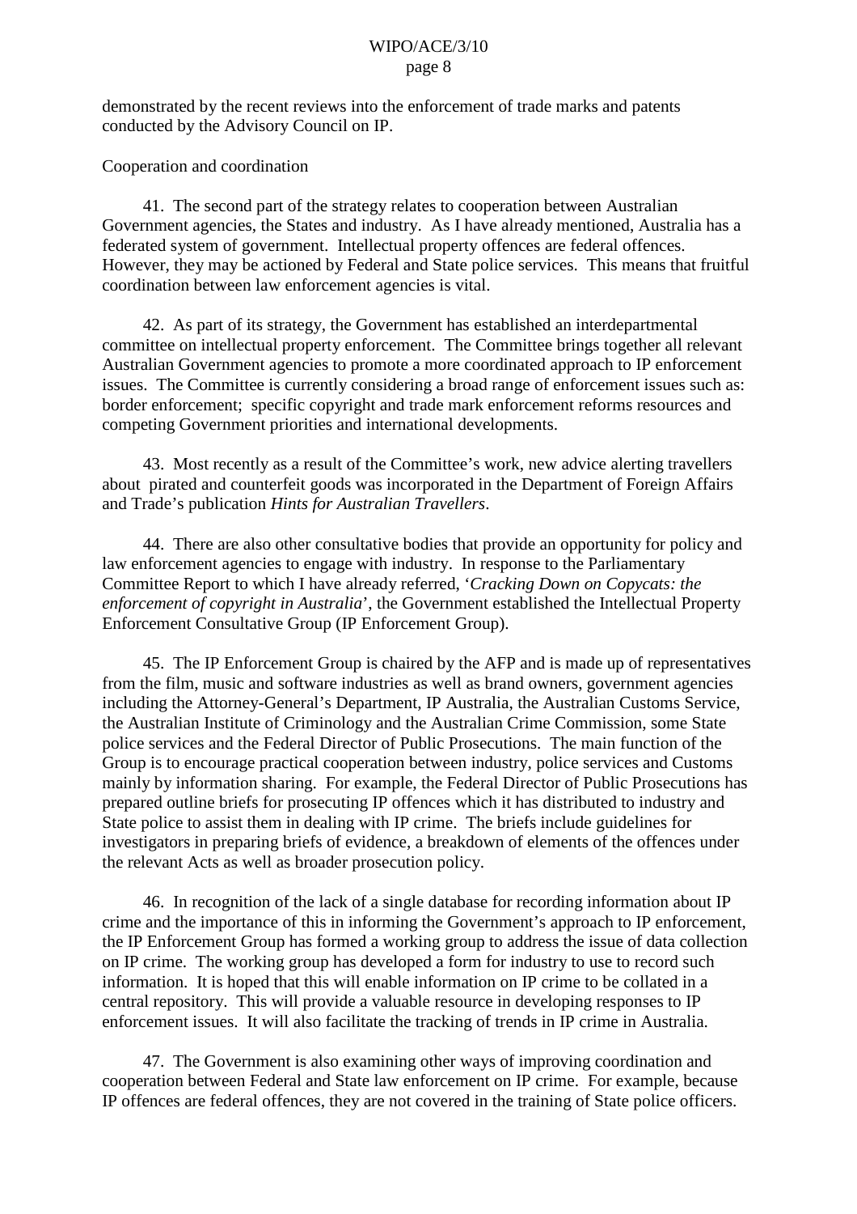demonstrated by the recent reviews into the enforcement of trade marks and patents conducted by the Advisory Council on IP.

Cooperation and coordination

41. The second part of the strategy relates to cooperation between Australian Government agencies, the States and industry. As I have already mentioned, Australia has a federated system of government. Intellectual property offences are federal offences. However, they may be actioned by Federal and State police services. This means that fruitful coordination between law enforcement agencies is vital.

42. As part of its strategy, the Government has established an interdepartmental committee on intellectual property enforcement. The Committee brings together all relevant Australian Government agencies to promote a more coordinated approach to IP enforcement issues. The Committee is currently considering a broad range of enforcement issues such as: border enforcement; specific copyright and trade mark enforcement reforms resources and competing Government priorities and international developments.

43. Most recently as a result of the Committee's work, new advice alerting travellers about pirated and counterfeit goods was incorporated in the Department of Foreign Affairs and Trade's publication *Hints for Australian Travellers*.

44. There are also other consultative bodies that provide an opportunity for policy and law enforcement agencies to engage with industry. In response to the Parliamentary Committee Report to which I have already referred, '*Cracking Down on Copycats: the enforcement of copyright in Australia*', the Government established the Intellectual Property Enforcement Consultative Group (IP Enforcement Group).

45. The IP Enforcement Group is chaired by the AFP and is made up of representatives from the film, music and software industries as well as brand owners, government agencies including the Attorney-General's Department, IP Australia, the Australian Customs Service, the Australian Institute of Criminology and the Australian Crime Commission, some State police services and the Federal Director of Public Prosecutions. The main function of the Group is to encourage practical cooperation between industry, police services and Customs mainly by information sharing. For example, the Federal Director of Public Prosecutions has prepared outline briefs for prosecuting IP offences which it has distributed to industry and State police to assist them in dealing with IP crime. The briefs include guidelines for investigators in preparing briefs of evidence, a breakdown of elements of the offences under the relevant Acts as well as broader prosecution policy.

46. In recognition of the lack of a single database for recording information about IP crime and the importance of this in informing the Government's approach to IP enforcement, the IP Enforcement Group has formed a working group to address the issue of data collection on IP crime. The working group has developed a form for industry to use to record such information. It is hoped that this will enable information on IP crime to be collated in a central repository. This will provide a valuable resource in developing responses to IP enforcement issues. It will also facilitate the tracking of trends in IP crime in Australia.

47. The Government is also examining other ways of improving coordination and cooperation between Federal and State law enforcement on IP crime. For example, because IP offences are federal offences, they are not covered in the training of State police officers.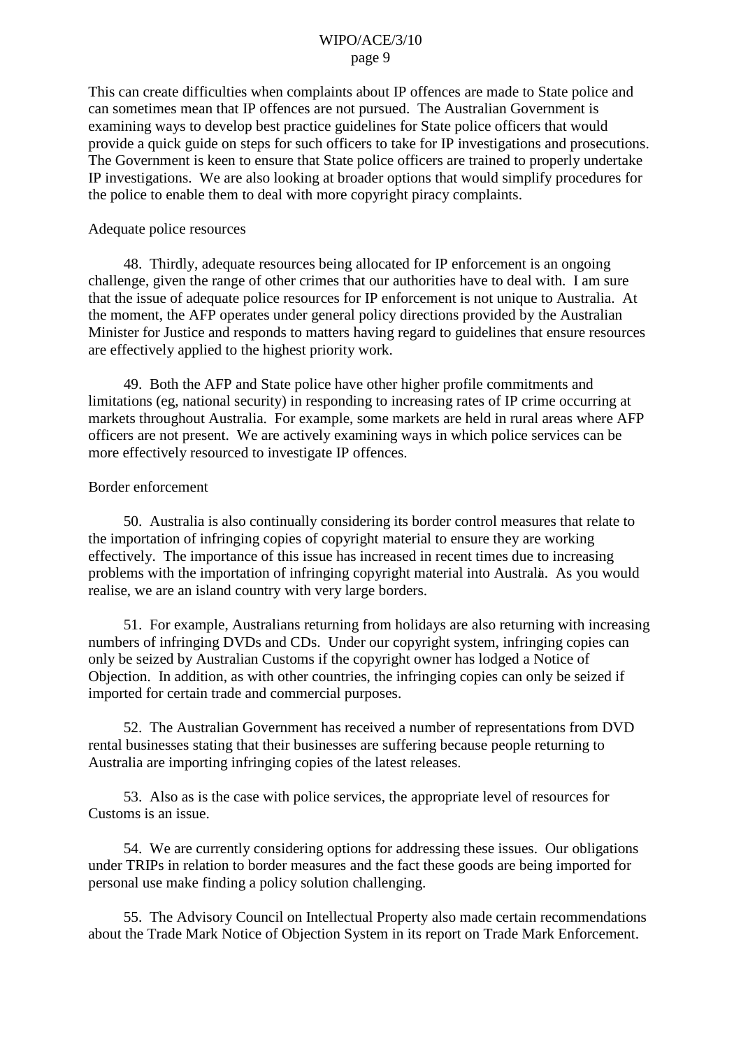This can create difficulties when complaints about IP offences are made to State police and can sometimes mean that IP offences are not pursued. The Australian Government is examining ways to develop best practice guidelines for State police officers that would provide a quick guide on steps for such officers to take for IP investigations and prosecutions. The Government is keen to ensure that State police officers are trained to properly undertake IP investigations. We are also looking at broader options that would simplify procedures for the police to enable them to deal with more copyright piracy complaints.

Adequate police resources

48. Thirdly, adequate resources being allocated for IP enforcement is an ongoing challenge, given the range of other crimes that our authorities have to deal with. I am sure that the issue of adequate police resources for IP enforcement is not unique to Australia. At the moment, the AFP operates under general policy directions provided by the Australian Minister for Justice and responds to matters having regard to guidelines that ensure resources are effectively applied to the highest priority work.

49. Both the AFP and State police have other higher profile commitments and limitations (eg, national security) in responding to increasing rates of IP crime occurring at markets throughout Australia. For example, some markets are held in rural areas where AFP officers are not present. We are actively examining ways in which police services can be more effectively resourced to investigate IP offences.

Border enforcement

50. Australia is also continually considering its border control measures that relate to the importation of infringing copies of copyright material to ensure they are working effectively. The importance of this issue has increased in recent times due to increasing problems with the importation of infringing copyright material into Australia. As you would realise, we are an island country with very large borders.

51. For example, Australians returning from holidays are also returning with increasing numbers of infringing DVDs and CDs. Under our copyright system, infringing copies can only be seized by Australian Customs if the copyright owner has lodged a Notice of Objection. In addition, as with other countries, the infringing copies can only be seized if imported for certain trade and commercial purposes.

52. The Australian Government has received a number of representations from DVD rental businesses stating that their businesses are suffering because people returning to Australia are importing infringing copies of the latest releases.

53. Also as is the case with police services, the appropriate level of resources for Customs is an issue.

54. We are currently considering options for addressing these issues. Our obligations under TRIPs in relation to border measures and the fact these goods are being imported for personal use make finding a policy solution challenging.

55. The Advisory Council on Intellectual Property also made certain recommendations about the Trade Mark Notice of Objection System in its report on Trade Mark Enforcement.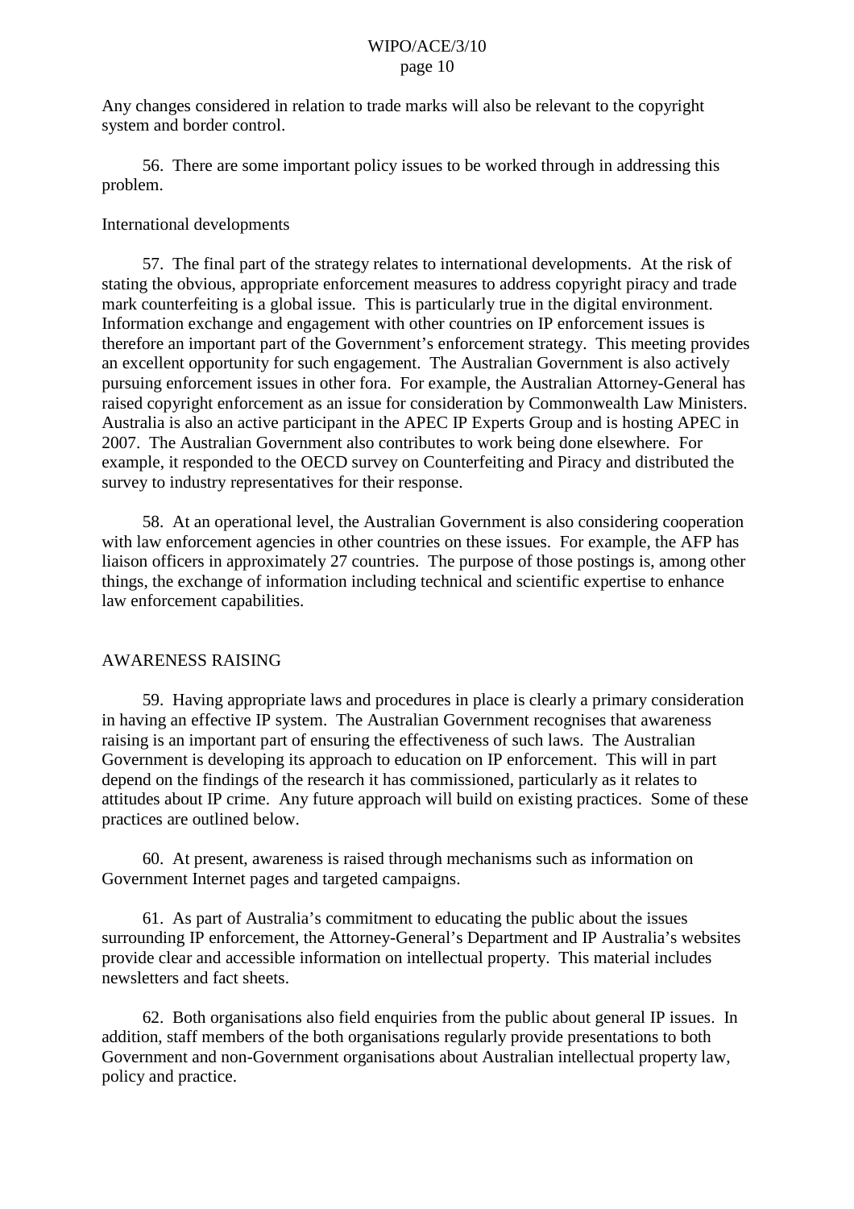Any changes considered in relation to trade marks will also be relevant to the copyright system and border control.

56. There are some important policy issues to be worked through in addressing this problem.

International developments

57. The final part of the strategy relates to international developments. At the risk of stating the obvious, appropriate enforcement measures to address copyright piracy and trade mark counterfeiting is a global issue. This is particularly true in the digital environment. Information exchange and engagement with other countries on IP enforcement issues is therefore an important part of the Government's enforcement strategy. This meeting provides an excellent opportunity for such engagement. The Australian Government is also actively pursuing enforcement issues in other fora. For example, the Australian Attorney-General has raised copyright enforcement as an issue for consideration by Commonwealth Law Ministers. Australia is also an active participant in the APEC IP Experts Group and is hosting APEC in 2007. The Australian Government also contributes to work being done elsewhere. For example, it responded to the OECD survey on Counterfeiting and Piracy and distributed the survey to industry representatives for their response.

58. At an operational level, the Australian Government is also considering cooperation with law enforcement agencies in other countries on these issues. For example, the AFP has liaison officers in approximately 27 countries. The purpose of those postings is, among other things, the exchange of information including technical and scientific expertise to enhance law enforcement capabilities.

## AWARENESS RAISING

59. Having appropriate laws and procedures in place is clearly a primary consideration in having an effective IP system. The Australian Government recognises that awareness raising is an important part of ensuring the effectiveness of such laws. The Australian Government is developing its approach to education on IP enforcement. This will in part depend on the findings of the research it has commissioned, particularly as it relates to attitudes about IP crime. Any future approach will build on existing practices. Some of these practices are outlined below.

60. At present, awareness is raised through mechanisms such as information on Government Internet pages and targeted campaigns.

61. As part of Australia's commitment to educating the public about the issues surrounding IP enforcement, the Attorney-General's Department and IP Australia's websites provide clear and accessible information on intellectual property. This material includes newsletters and fact sheets.

62. Both organisations also field enquiries from the public about general IP issues. In addition, staff members of the both organisations regularly provide presentations to both Government and non-Government organisations about Australian intellectual property law, policy and practice.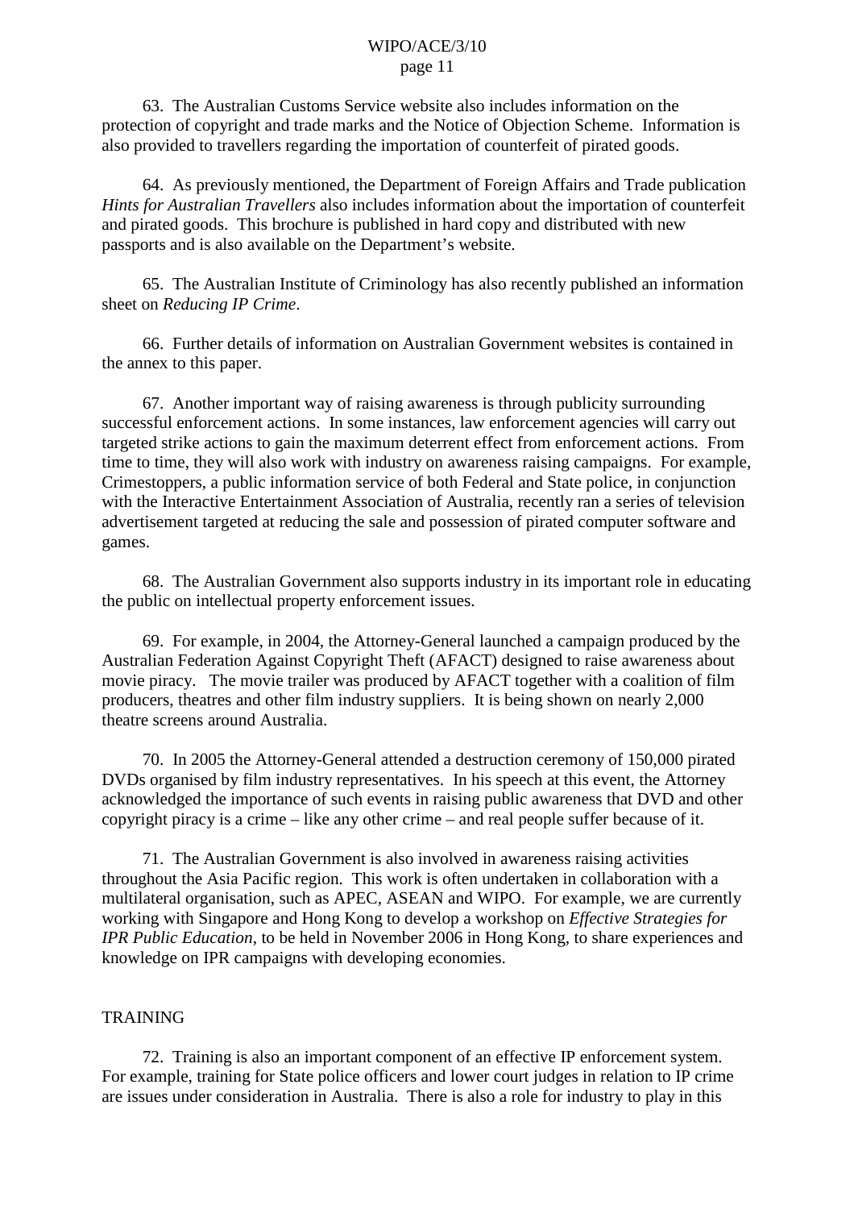63. The Australian Customs Service website also includes information on the protection of copyright and trade marks and the Notice of Objection Scheme. Information is also provided to travellers regarding the importation of counterfeit of pirated goods.

64. As previously mentioned, the Department of Foreign Affairs and Trade publication *Hints for Australian Travellers* also includes information about the importation of counterfeit and pirated goods. This brochure is published in hard copy and distributed with new passports and is also available on the Department's website.

65. The Australian Institute of Criminology has also recently published an information sheet on *Reducing IP Crime*.

66. Further details of information on Australian Government websites is contained in the annex to this paper.

67. Another important way of raising awareness is through publicity surrounding successful enforcement actions. In some instances, law enforcement agencies will carry out targeted strike actions to gain the maximum deterrent effect from enforcement actions. From time to time, they will also work with industry on awareness raising campaigns. For example, Crimestoppers, a public information service of both Federal and State police, in conjunction with the Interactive Entertainment Association of Australia, recently ran a series of television advertisement targeted at reducing the sale and possession of pirated computer software and games.

68. The Australian Government also supports industry in its important role in educating the public on intellectual property enforcement issues.

69. For example, in 2004, the Attorney-General launched a campaign produced by the Australian Federation Against Copyright Theft (AFACT) designed to raise awareness about movie piracy. The movie trailer was produced by AFACT together with a coalition of film producers, theatres and other film industry suppliers. It is being shown on nearly 2,000 theatre screens around Australia.

70. In 2005 the Attorney-General attended a destruction ceremony of 150,000 pirated DVDs organised by film industry representatives. In his speech at this event, the Attorney acknowledged the importance of such events in raising public awareness that DVD and other copyright piracy is a crime – like any other crime – and real people suffer because of it.

71. The Australian Government is also involved in awareness raising activities throughout the Asia Pacific region. This work is often undertaken in collaboration with a multilateral organisation, such as APEC, ASEAN and WIPO. For example, we are currently working with Singapore and Hong Kong to develop a workshop on *Effective Strategies for IPR Public Education*, to be held in November 2006 in Hong Kong, to share experiences and knowledge on IPR campaigns with developing economies.

## TRAINING

72. Training is also an important component of an effective IP enforcement system. For example, training for State police officers and lower court judges in relation to IP crime are issues under consideration in Australia. There is also a role for industry to play in this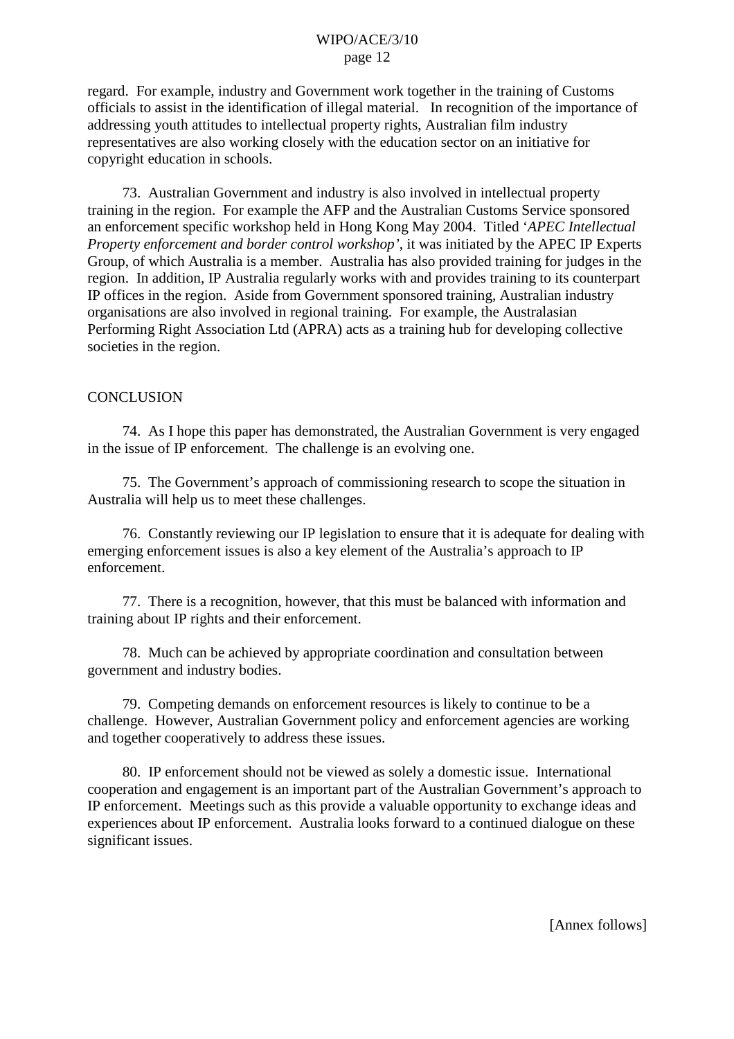regard. For example, industry and Government work together in the training of Customs officials to assist in the identification of illegal material. In recognition of the importance of addressing youth attitudes to intellectual property rights, Australian film industry representatives are also working closely with the education sector on an initiative for copyright education in schools.

73. Australian Government and industry is also involved in intellectual property training in the region. For example the AFP and the Australian Customs Service sponsored an enforcement specific workshop held in Hong Kong May 2004. Titled '*APEC Intellectual Property enforcement and border control workshop'*, it was initiated by the APEC IP Experts Group, of which Australia is a member. Australia has also provided training for judges in the region. In addition, IP Australia regularly works with and provides training to its counterpart IP offices in the region. Aside from Government sponsored training, Australian industry organisations are also involved in regional training. For example, the Australasian Performing Right Association Ltd (APRA) acts as a training hub for developing collective societies in the region.

## CONCLUSION

74. As I hope this paper has demonstrated, the Australian Government is very engaged in the issue of IP enforcement. The challenge is an evolving one.

75. The Government's approach of commissioning research to scope the situation in Australia will help us to meet these challenges.

76. Constantly reviewing our IP legislation to ensure that it is adequate for dealing with emerging enforcement issues is also a key element of the Australia's approach to IP enforcement.

77. There is a recognition, however, that this must be balanced with information and training about IP rights and their enforcement.

78. Much can be achieved by appropriate coordination and consultation between government and industry bodies.

79. Competing demands on enforcement resources is likely to continue to be a challenge. However, Australian Government policy and enforcement agencies are working and together cooperatively to address these issues.

80. IP enforcement should not be viewed as solely a domestic issue. International cooperation and engagement is an important part of the Australian Government's approach to IP enforcement. Meetings such as this provide a valuable opportunity to exchange ideas and experiences about IP enforcement. Australia looks forward to a continued dialogue on these significant issues.

[Annex follows]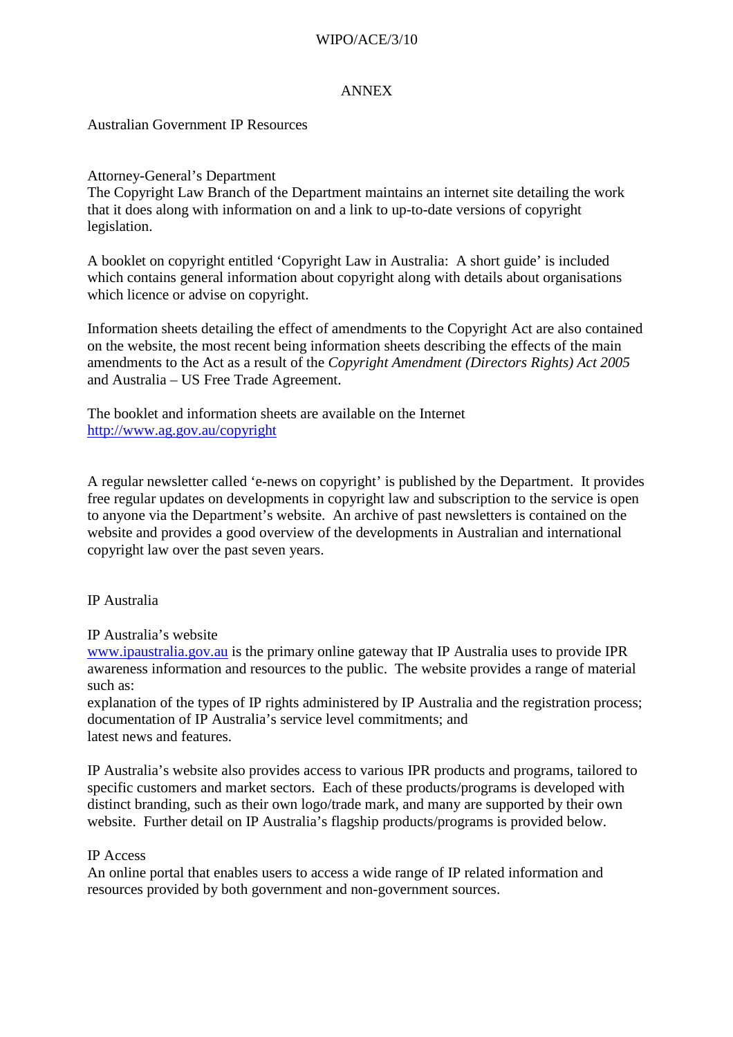# ANNEX

## Australian Government IP Resources

### Attorney-General's Department

The Copyright Law Branch of the Department maintains an internet site detailing the work that it does along with information on and a link to up-to-date versions of copyright legislation.

A booklet on copyright entitled 'Copyright Law in Australia: A short guide' is included which contains general information about copyright along with details about organisations which licence or advise on copyright.

Information sheets detailing the effect of amendments to the Copyright Act are also contained on the website, the most recent being information sheets describing the effects of the main amendments to the Act as a result of the *Copyright Amendment (Directors Rights) Act 2005* and Australia – US Free Trade Agreement.

The booklet and information sheets are available on the Internet
[http://www.ag.gov.au/copyright](http://www.ag.gov.au/copyright)

A regular newsletter called 'e-news on copyright' is published by the Department. It provides free regular updates on developments in copyright law and subscription to the service is open to anyone via the Department's website. An archive of past newsletters is contained on the website and provides a good overview of the developments in Australian and international copyright law over the past seven years.

### IP Australia

#### IP Australia's website

[www.ipaustralia.gov.au](http://www.ipaustralia.gov.au) is the primary online gateway that IP Australia uses to provide IPR awareness information and resources to the public. The website provides a range of material such as:

- explanation of the types of IP rights administered by IP Australia and the registration process;
- documentation of IP Australia's service level commitments; and
- latest news and features.

IP Australia's website also provides access to various IPR products and programs, tailored to specific customers and market sectors. Each of these products/programs is developed with distinct branding, such as their own logo/trade mark, and many are supported by their own website. Further detail on IP Australia's flagship products/programs is provided below.

#### IP Access

An online portal that enables users to access a wide range of IP related information and resources provided by both government and non-government sources.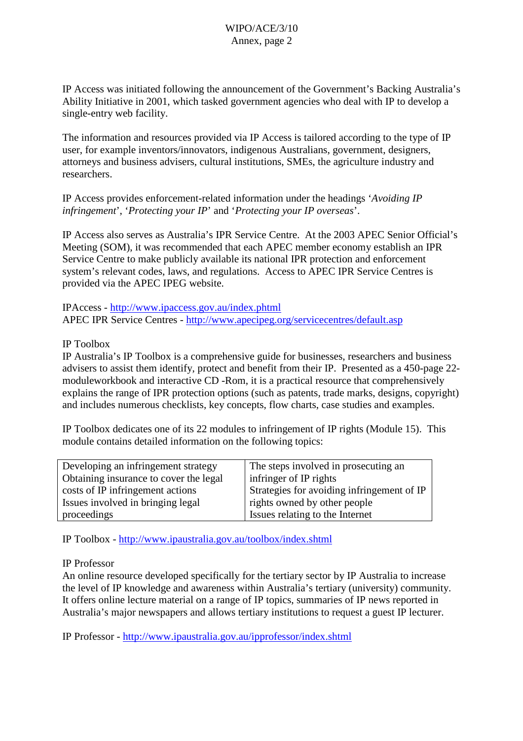IP Access was initiated following the announcement of the Government's Backing Australia's Ability Initiative in 2001, which tasked government agencies who deal with IP to develop a single-entry web facility.

The information and resources provided via IP Access is tailored according to the type of IP user, for example inventors/innovators, indigenous Australians, government, designers, attorneys and business advisers, cultural institutions, SMEs, the agriculture industry and researchers.

IP Access provides enforcement-related information under the headings '*Avoiding IP infringement*', '*Protecting your IP*' and '*Protecting your IP overseas*'.

IP Access also serves as Australia's IPR Service Centre. At the 2003 APEC Senior Official's Meeting (SOM), it was recommended that each APEC member economy establish an IPR Service Centre to make publicly available its national IPR protection and enforcement system's relevant codes, laws, and regulations. Access to APEC IPR Service Centres is provided via the APEC IPEG website.

IPAccess - http://www.ipaccess.gov.au/index.phtml
APEC IPR Service Centres - http://www.apecipeg.org/servicecentres/default.asp

IP Toolbox
IP Australia's IP Toolbox is a comprehensive guide for businesses, researchers and business advisers to assist them identify, protect and benefit from their IP. Presented as a 450-page 22-moduleworkbook and interactive CD -Rom, it is a practical resource that comprehensively explains the range of IPR protection options (such as patents, trade marks, designs, copyright) and includes numerous checklists, key concepts, flow charts, case studies and examples.

IP Toolbox dedicates one of its 22 modules to infringement of IP rights (Module 15). This module contains detailed information on the following topics:

| | |
|---|---|
| Developing an infringement strategy<br>Obtaining insurance to cover the legal costs of IP infringement actions<br>Issues involved in bringing legal proceedings | The steps involved in prosecuting an infringer of IP rights<br>Strategies for avoiding infringement of IP rights owned by other people<br>Issues relating to the Internet |

IP Toolbox - http://www.ipaustralia.gov.au/toolbox/index.shtml

IP Professor
An online resource developed specifically for the tertiary sector by IP Australia to increase the level of IP knowledge and awareness within Australia's tertiary (university) community. It offers online lecture material on a range of IP topics, summaries of IP news reported in Australia's major newspapers and allows tertiary institutions to request a guest IP lecturer.

IP Professor - http://www.ipaustralia.gov.au/ipprofessor/index.shtml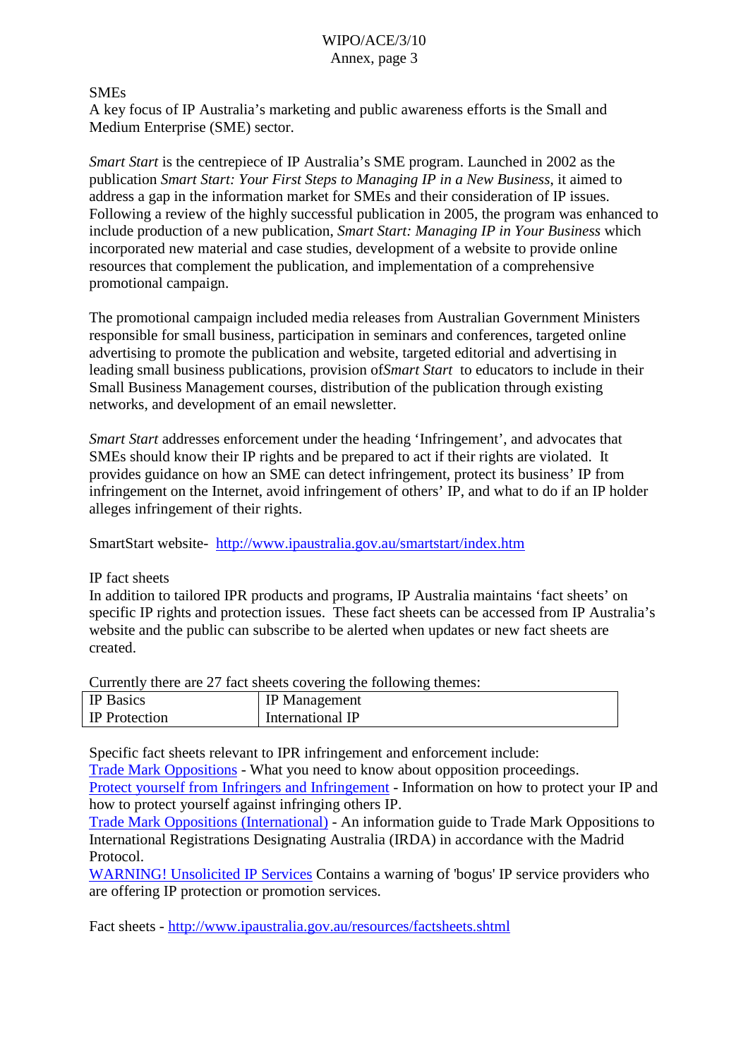SMEs
A key focus of IP Australia's marketing and public awareness efforts is the Small and Medium Enterprise (SME) sector.

*Smart Start* is the centrepiece of IP Australia's SME program. Launched in 2002 as the publication *Smart Start: Your First Steps to Managing IP in a New Business*, it aimed to address a gap in the information market for SMEs and their consideration of IP issues. Following a review of the highly successful publication in 2005, the program was enhanced to include production of a new publication, *Smart Start: Managing IP in Your Business* which incorporated new material and case studies, development of a website to provide online resources that complement the publication, and implementation of a comprehensive promotional campaign.

The promotional campaign included media releases from Australian Government Ministers responsible for small business, participation in seminars and conferences, targeted online advertising to promote the publication and website, targeted editorial and advertising in leading small business publications, provision of *Smart Start* to educators to include in their Small Business Management courses, distribution of the publication through existing networks, and development of an email newsletter.

*Smart Start* addresses enforcement under the heading 'Infringement', and advocates that SMEs should know their IP rights and be prepared to act if their rights are violated. It provides guidance on how an SME can detect infringement, protect its business' IP from infringement on the Internet, avoid infringement of others' IP, and what to do if an IP holder alleges infringement of their rights.

SmartStart website- http://www.ipaustralia.gov.au/smartstart/index.htm

IP fact sheets
In addition to tailored IPR products and programs, IP Australia maintains 'fact sheets' on specific IP rights and protection issues. These fact sheets can be accessed from IP Australia's website and the public can subscribe to be alerted when updates or new fact sheets are created.

Currently there are 27 fact sheets covering the following themes:

| | |
|---|---|
| IP Basics | IP Management |
| IP Protection | International IP |

Specific fact sheets relevant to IPR infringement and enforcement include:
Trade Mark Oppositions - What you need to know about opposition proceedings.
Protect yourself from Infringers and Infringement - Information on how to protect your IP and how to protect yourself against infringing others IP.
Trade Mark Oppositions (International) - An information guide to Trade Mark Oppositions to International Registrations Designating Australia (IRDA) in accordance with the Madrid Protocol.
WARNING! Unsolicited IP Services Contains a warning of 'bogus' IP service providers who are offering IP protection or promotion services.

Fact sheets - http://www.ipaustralia.gov.au/resources/factsheets.shtml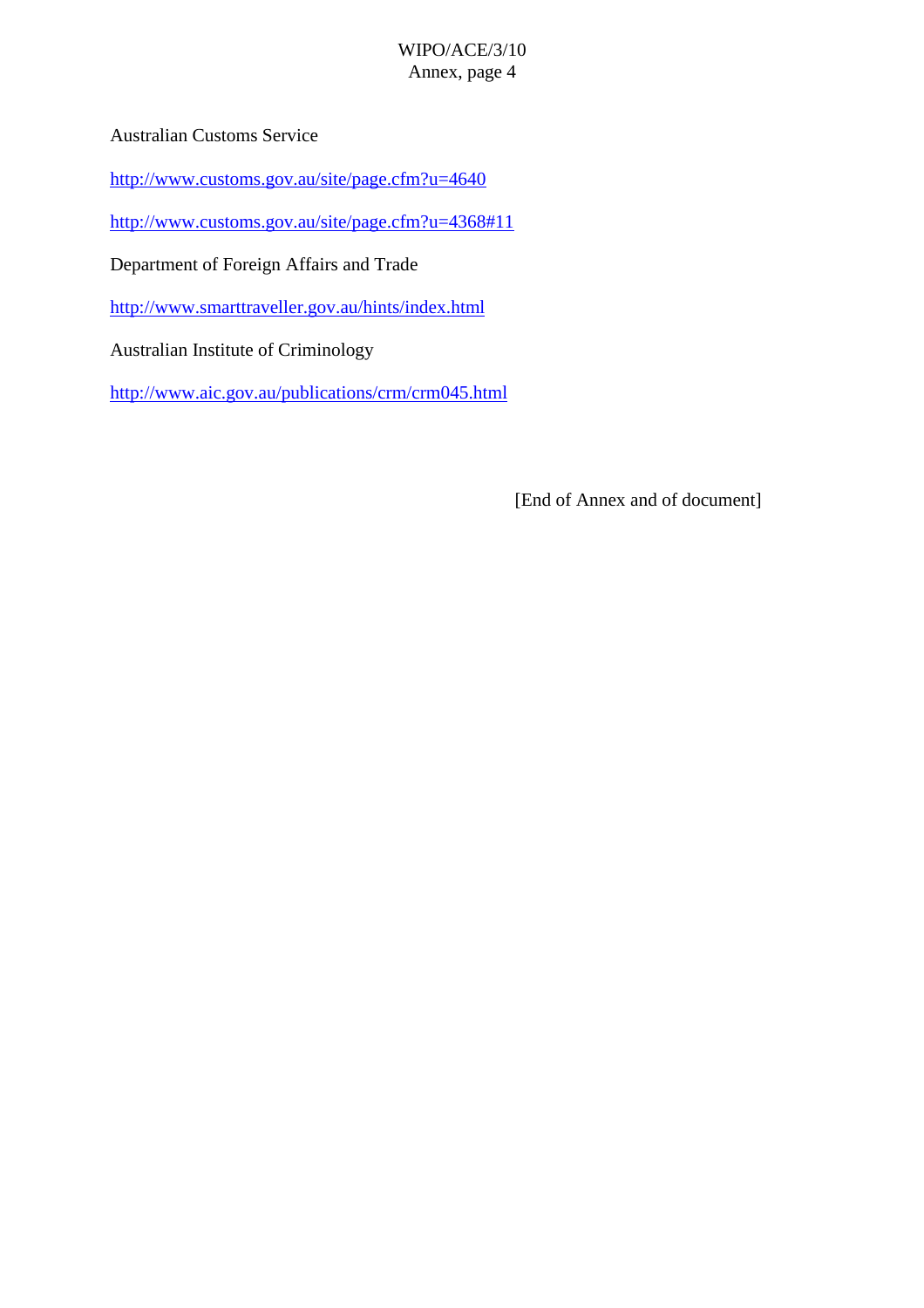Australian Customs Service

http://www.customs.gov.au/site/page.cfm?u=4640

http://www.customs.gov.au/site/page.cfm?u=4368#11

Department of Foreign Affairs and Trade

http://www.smarttraveller.gov.au/hints/index.html

Australian Institute of Criminology

http://www.aic.gov.au/publications/crm/crm045.html

[End of Annex and of document]